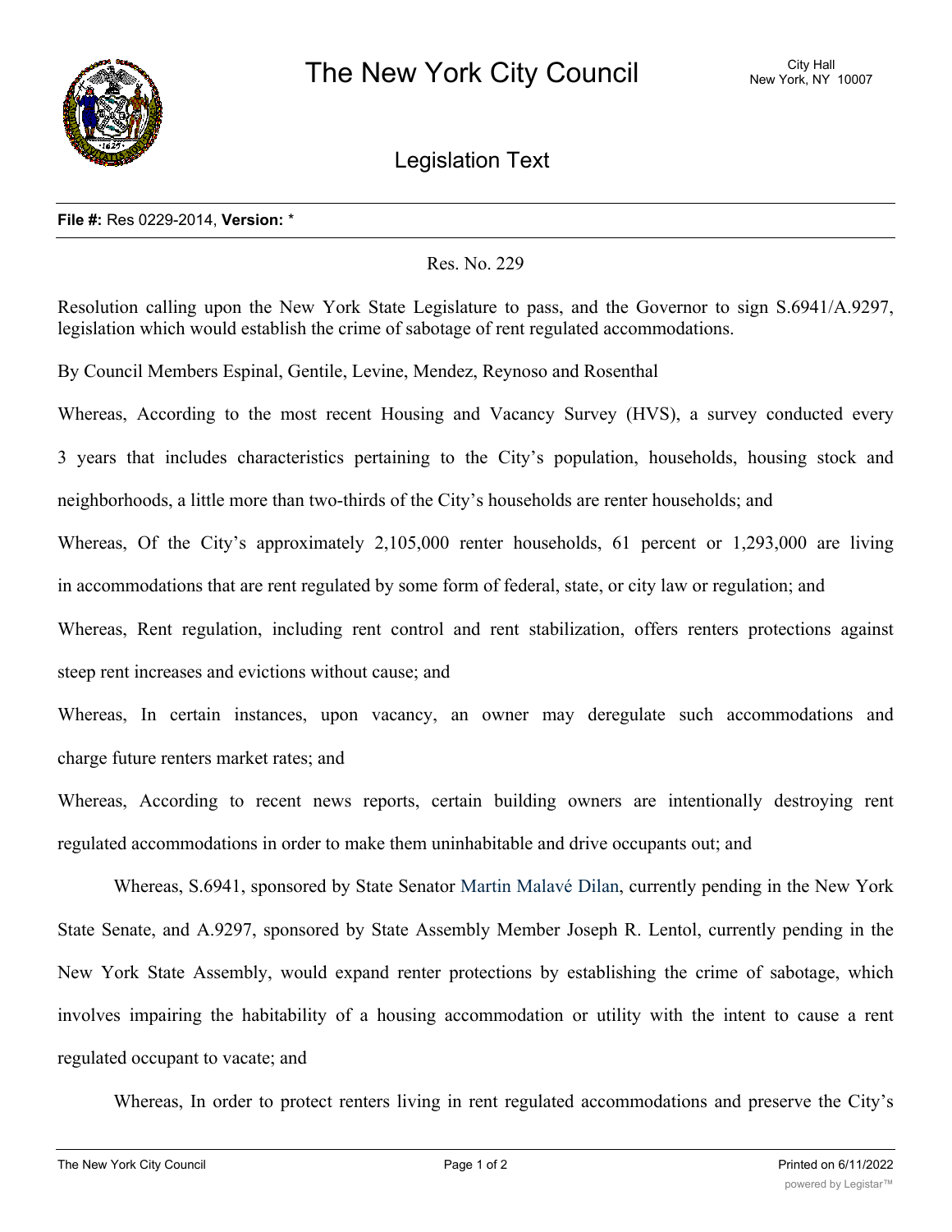# The New York City Council

City Hall
New York, NY 10007

## Legislation Text

**File #:** Res 0229-2014, **Version:** *

Res. No. 229

Resolution calling upon the New York State Legislature to pass, and the Governor to sign S.6941/A.9297, legislation which would establish the crime of sabotage of rent regulated accommodations.

By Council Members Espinal, Gentile, Levine, Mendez, Reynoso and Rosenthal

Whereas, According to the most recent Housing and Vacancy Survey (HVS), a survey conducted every 3 years that includes characteristics pertaining to the City's population, households, housing stock and neighborhoods, a little more than two-thirds of the City's households are renter households; and

Whereas, Of the City's approximately 2,105,000 renter households, 61 percent or 1,293,000 are living in accommodations that are rent regulated by some form of federal, state, or city law or regulation; and

Whereas, Rent regulation, including rent control and rent stabilization, offers renters protections against steep rent increases and evictions without cause; and

Whereas, In certain instances, upon vacancy, an owner may deregulate such accommodations and charge future renters market rates; and

Whereas, According to recent news reports, certain building owners are intentionally destroying rent regulated accommodations in order to make them uninhabitable and drive occupants out; and

Whereas, S.6941, sponsored by State Senator Martin Malavé Dilan, currently pending in the New York State Senate, and A.9297, sponsored by State Assembly Member Joseph R. Lentol, currently pending in the New York State Assembly, would expand renter protections by establishing the crime of sabotage, which involves impairing the habitability of a housing accommodation or utility with the intent to cause a rent regulated occupant to vacate; and

Whereas, In order to protect renters living in rent regulated accommodations and preserve the City's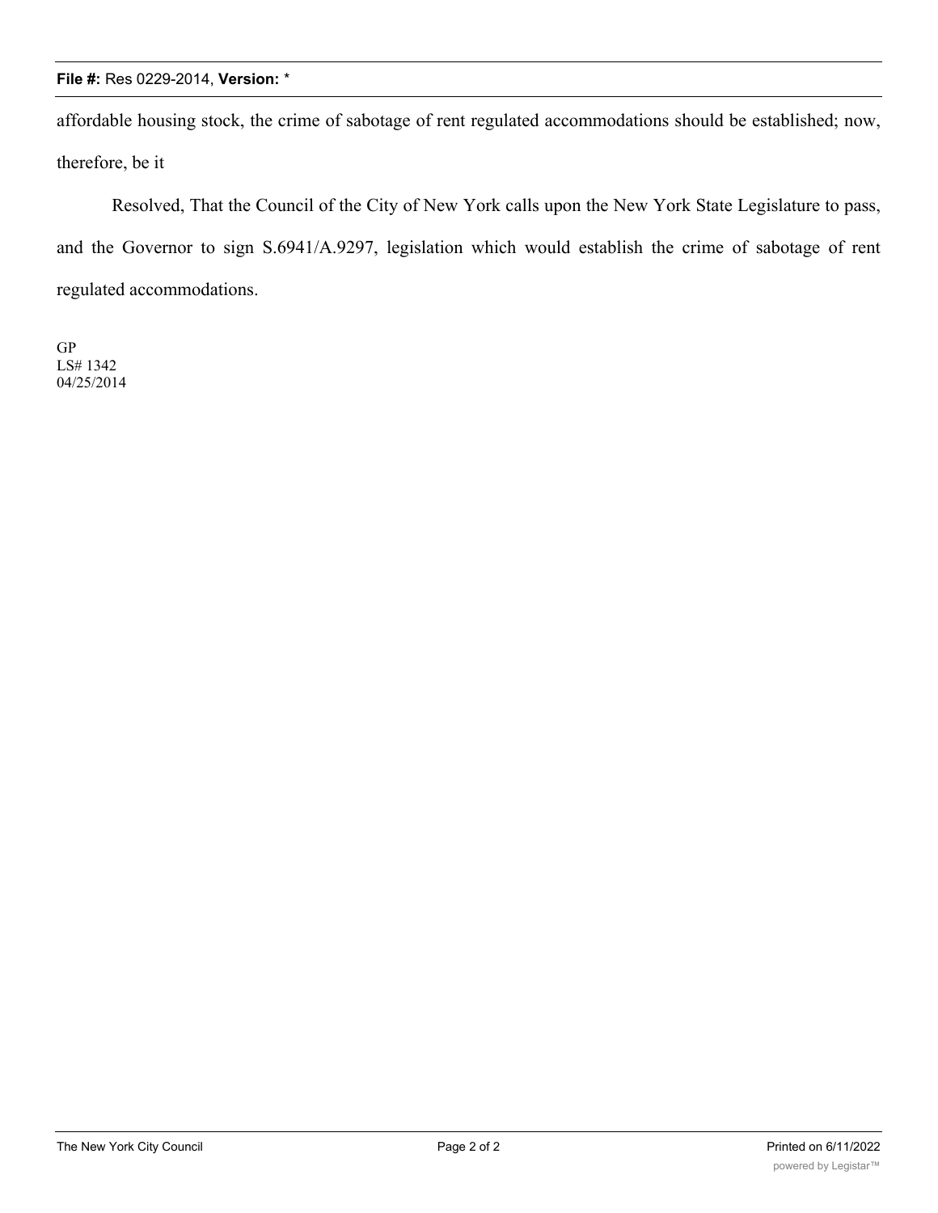affordable housing stock, the crime of sabotage of rent regulated accommodations should be established; now, therefore, be it

Resolved, That the Council of the City of New York calls upon the New York State Legislature to pass, and the Governor to sign S.6941/A.9297, legislation which would establish the crime of sabotage of rent regulated accommodations.

GP
LS# 1342
04/25/2014